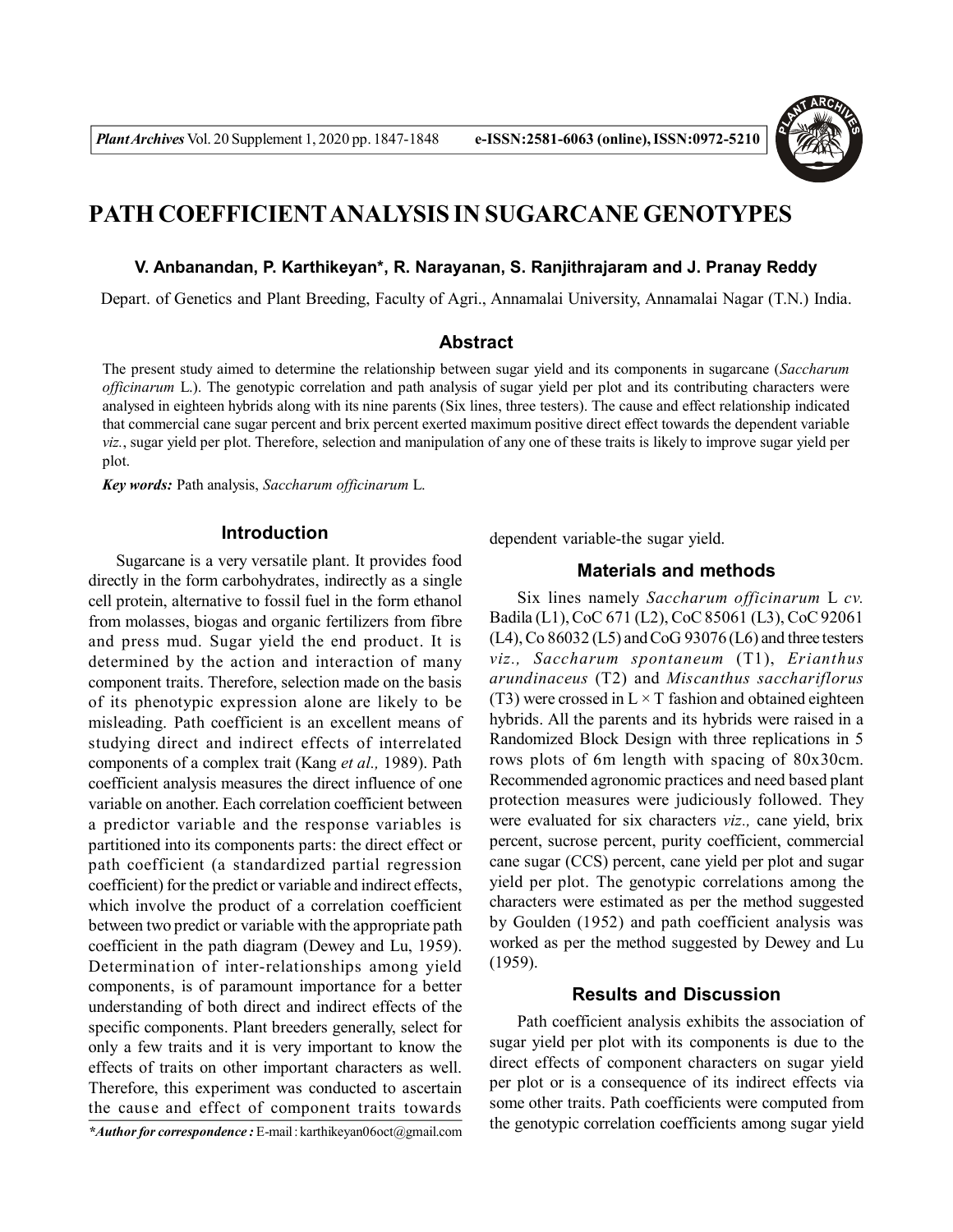# PATH COEFFICIENT ANALYSIS IN SUGARCANE GENOTYPES

**V. Anbanandan, P. Karthikeyan\*, R. Narayanan, S. Ranjithrajaram and J. Pranay Reddy**

Depart. of Genetics and Plant Breeding, Faculty of Agri., Annamalai University, Annamalai Nagar (T.N.) India.

## Abstract

The present study aimed to determine the relationship between sugar yield and its components in sugarcane (*Saccharum officinarum* L.). The genotypic correlation and path analysis of sugar yield per plot and its contributing characters were analysed in eighteen hybrids along with its nine parents (Six lines, three testers). The cause and effect relationship indicated that commercial cane sugar percent and brix percent exerted maximum positive direct effect towards the dependent variable *viz.*, sugar yield per plot. Therefore, selection and manipulation of any one of these traits is likely to improve sugar yield per plot.

***Key words:*** Path analysis, *Saccharum officinarum* L.

## Introduction

Sugarcane is a very versatile plant. It provides food directly in the form carbohydrates, indirectly as a single cell protein, alternative to fossil fuel in the form ethanol from molasses, biogas and organic fertilizers from fibre and press mud. Sugar yield the end product. It is determined by the action and interaction of many component traits. Therefore, selection made on the basis of its phenotypic expression alone are likely to be misleading. Path coefficient is an excellent means of studying direct and indirect effects of interrelated components of a complex trait (Kang *et al.,* 1989). Path coefficient analysis measures the direct influence of one variable on another. Each correlation coefficient between a predictor variable and the response variables is partitioned into its components parts: the direct effect or path coefficient (a standardized partial regression coefficient) for the predict or variable and indirect effects, which involve the product of a correlation coefficient between two predict or variable with the appropriate path coefficient in the path diagram (Dewey and Lu, 1959). Determination of inter-relationships among yield components, is of paramount importance for a better understanding of both direct and indirect effects of the specific components. Plant breeders generally, select for only a few traits and it is very important to know the effects of traits on other important characters as well. Therefore, this experiment was conducted to ascertain the cause and effect of component traits towards dependent variable-the sugar yield.

*\*Author for correspondence :* E-mail : karthikeyan06oct@gmail.com

## Materials and methods

Six lines namely *Saccharum officinarum* L *cv.* Badila (L1), CoC 671 (L2), CoC 85061 (L3), CoC 92061 (L4), Co 86032 (L5) and CoG 93076 (L6) and three testers *viz., Saccharum spontaneum* (T1), *Erianthus arundinaceus* (T2) and *Miscanthus sacchariflorus* (T3) were crossed in L × T fashion and obtained eighteen hybrids. All the parents and its hybrids were raised in a Randomized Block Design with three replications in 5 rows plots of 6m length with spacing of 80x30cm. Recommended agronomic practices and need based plant protection measures were judiciously followed. They were evaluated for six characters *viz.,* cane yield, brix percent, sucrose percent, purity coefficient, commercial cane sugar (CCS) percent, cane yield per plot and sugar yield per plot. The genotypic correlations among the characters were estimated as per the method suggested by Goulden (1952) and path coefficient analysis was worked as per the method suggested by Dewey and Lu (1959).

## Results and Discussion

Path coefficient analysis exhibits the association of sugar yield per plot with its components is due to the direct effects of component characters on sugar yield per plot or is a consequence of its indirect effects via some other traits. Path coefficients were computed from the genotypic correlation coefficients among sugar yield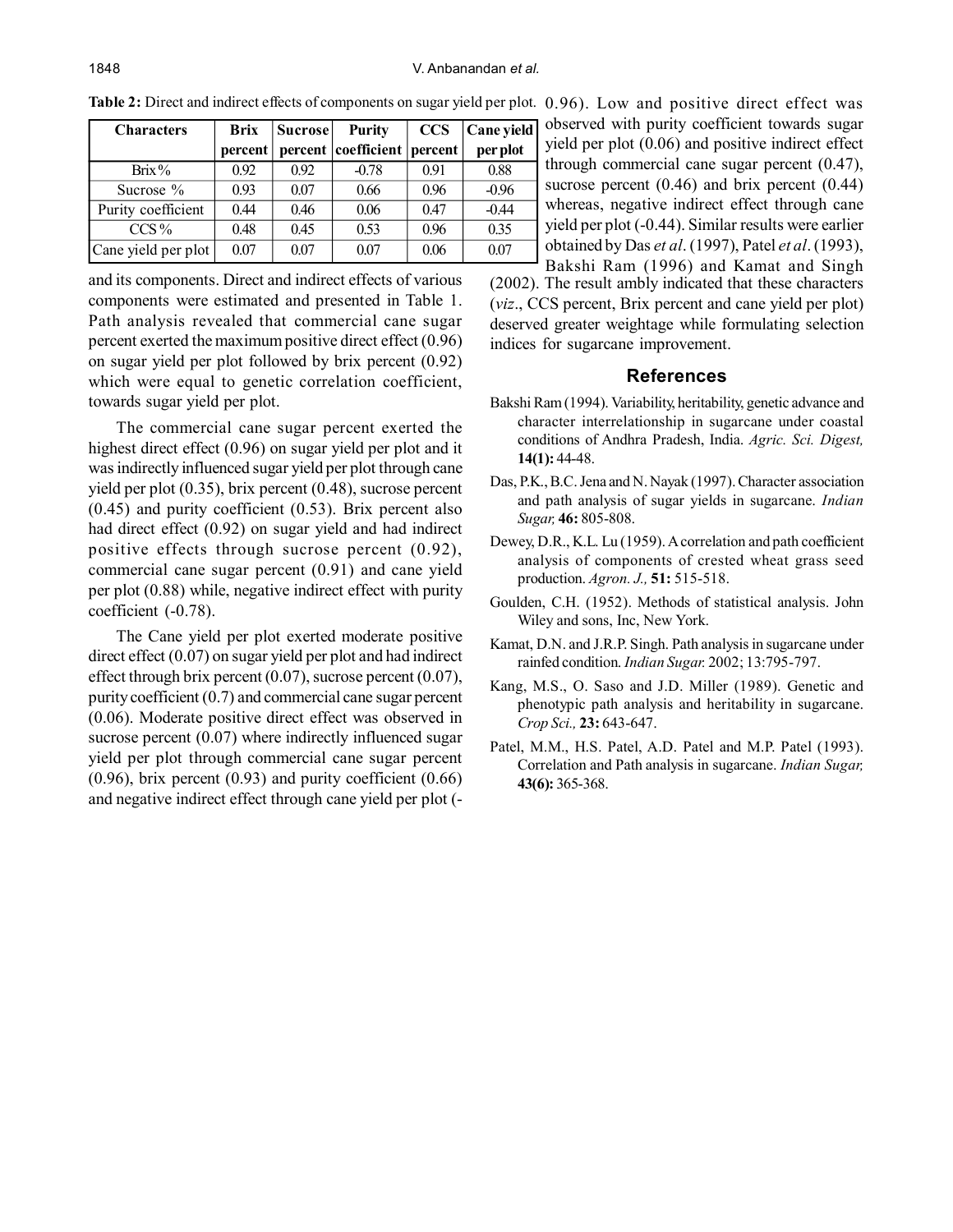**Table 2:** Direct and indirect effects of components on sugar yield per plot.

| Characters | Brix percent | Sucrose percent | Purity coefficient | CCS percent | Cane yield per plot |
|---|---|---|---|---|---|
| Brix % | 0.92 | 0.92 | -0.78 | 0.91 | 0.88 |
| Sucrose % | 0.93 | 0.07 | 0.66 | 0.96 | -0.96 |
| Purity coefficient | 0.44 | 0.46 | 0.06 | 0.47 | -0.44 |
| CCS % | 0.48 | 0.45 | 0.53 | 0.96 | 0.35 |
| Cane yield per plot | 0.07 | 0.07 | 0.07 | 0.06 | 0.07 |

and its components. Direct and indirect effects of various components were estimated and presented in Table 1. Path analysis revealed that commercial cane sugar percent exerted the maximum positive direct effect (0.96) on sugar yield per plot followed by brix percent (0.92) which were equal to genetic correlation coefficient, towards sugar yield per plot.

The commercial cane sugar percent exerted the highest direct effect (0.96) on sugar yield per plot and it was indirectly influenced sugar yield per plot through cane yield per plot (0.35), brix percent (0.48), sucrose percent (0.45) and purity coefficient (0.53). Brix percent also had direct effect (0.92) on sugar yield and had indirect positive effects through sucrose percent (0.92), commercial cane sugar percent (0.91) and cane yield per plot (0.88) while, negative indirect effect with purity coefficient (-0.78).

The Cane yield per plot exerted moderate positive direct effect (0.07) on sugar yield per plot and had indirect effect through brix percent (0.07), sucrose percent (0.07), purity coefficient (0.7) and commercial cane sugar percent (0.06). Moderate positive direct effect was observed in sucrose percent (0.07) where indirectly influenced sugar yield per plot through commercial cane sugar percent (0.96), brix percent (0.93) and purity coefficient (0.66) and negative indirect effect through cane yield per plot (-0.96). Low and positive direct effect was observed with purity coefficient towards sugar yield per plot (0.06) and positive indirect effect through commercial cane sugar percent (0.47), sucrose percent (0.46) and brix percent (0.44) whereas, negative indirect effect through cane yield per plot (-0.44). Similar results were earlier obtained by Das *et al*. (1997), Patel *et al*. (1993), Bakshi Ram (1996) and Kamat and Singh (2002). The result ambly indicated that these characters (*viz*., CCS percent, Brix percent and cane yield per plot) deserved greater weightage while formulating selection indices for sugarcane improvement.

## References

Bakshi Ram (1994). Variability, heritability, genetic advance and character interrelationship in sugarcane under coastal conditions of Andhra Pradesh, India. *Agric. Sci. Digest,* **14(1):** 44-48.

Das, P.K., B.C. Jena and N. Nayak (1997). Character association and path analysis of sugar yields in sugarcane. *Indian Sugar,* **46:** 805-808.

Dewey, D.R., K.L. Lu (1959). A correlation and path coefficient analysis of components of crested wheat grass seed production. *Agron. J.,* **51:** 515-518.

Goulden, C.H. (1952). Methods of statistical analysis. John Wiley and sons, Inc, New York.

Kamat, D.N. and J.R.P. Singh. Path analysis in sugarcane under rainfed condition. *Indian Sugar.* 2002; 13:795-797.

Kang, M.S., O. Saso and J.D. Miller (1989). Genetic and phenotypic path analysis and heritability in sugarcane. *Crop Sci.,* **23:** 643-647.

Patel, M.M., H.S. Patel, A.D. Patel and M.P. Patel (1993). Correlation and Path analysis in sugarcane. *Indian Sugar,* **43(6):** 365-368.